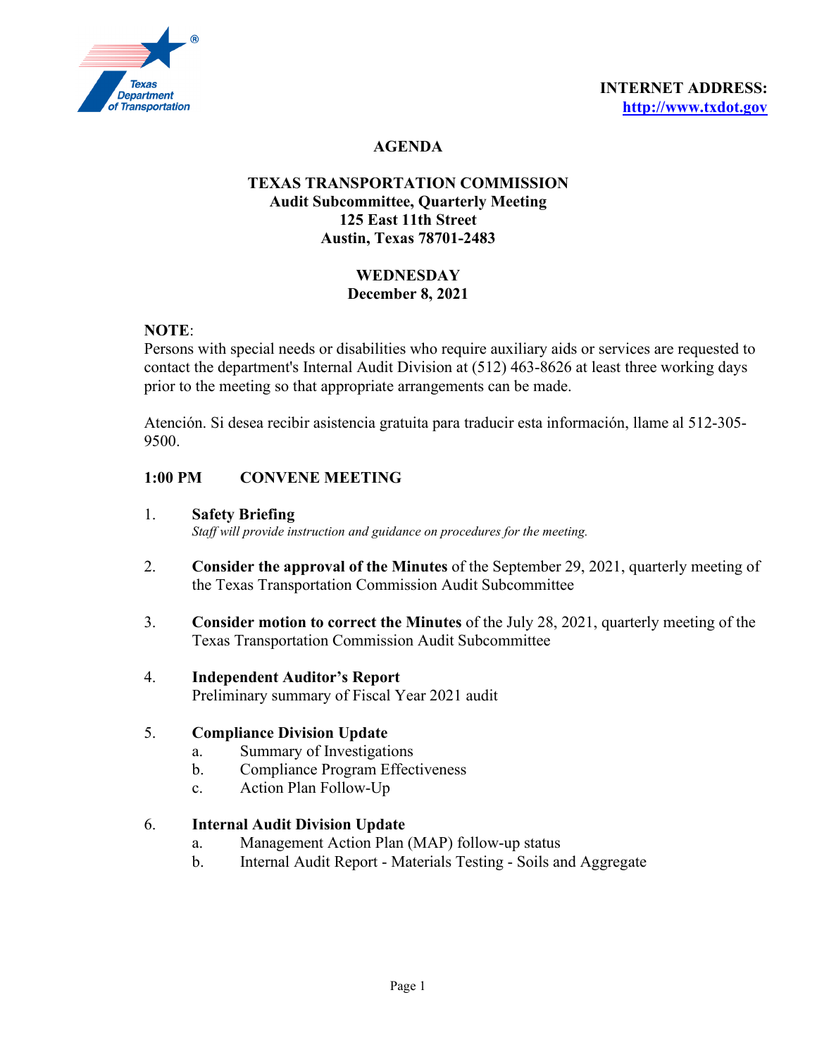**INTERNET ADDRESS:**
**[http://www.txdot.gov](http://www.txdot.gov)**

# AGENDA

## TEXAS TRANSPORTATION COMMISSION
**Audit Subcommittee, Quarterly Meeting**
**125 East 11th Street**
**Austin, Texas 78701-2483**

**WEDNESDAY**
**December 8, 2021**

**NOTE**:
Persons with special needs or disabilities who require auxiliary aids or services are requested to contact the department's Internal Audit Division at (512) 463-8626 at least three working days prior to the meeting so that appropriate arrangements can be made.

Atención. Si desea recibir asistencia gratuita para traducir esta información, llame al 512-305-9500.

**1:00 PM CONVENE MEETING**

1. **Safety Briefing**
   *Staff will provide instruction and guidance on procedures for the meeting.*

2. **Consider the approval of the Minutes** of the September 29, 2021, quarterly meeting of the Texas Transportation Commission Audit Subcommittee

3. **Consider motion to correct the Minutes** of the July 28, 2021, quarterly meeting of the Texas Transportation Commission Audit Subcommittee

4. **Independent Auditor's Report**
   Preliminary summary of Fiscal Year 2021 audit

5. **Compliance Division Update**
   a. Summary of Investigations
   b. Compliance Program Effectiveness
   c. Action Plan Follow-Up

6. **Internal Audit Division Update**
   a. Management Action Plan (MAP) follow-up status
   b. Internal Audit Report - Materials Testing - Soils and Aggregate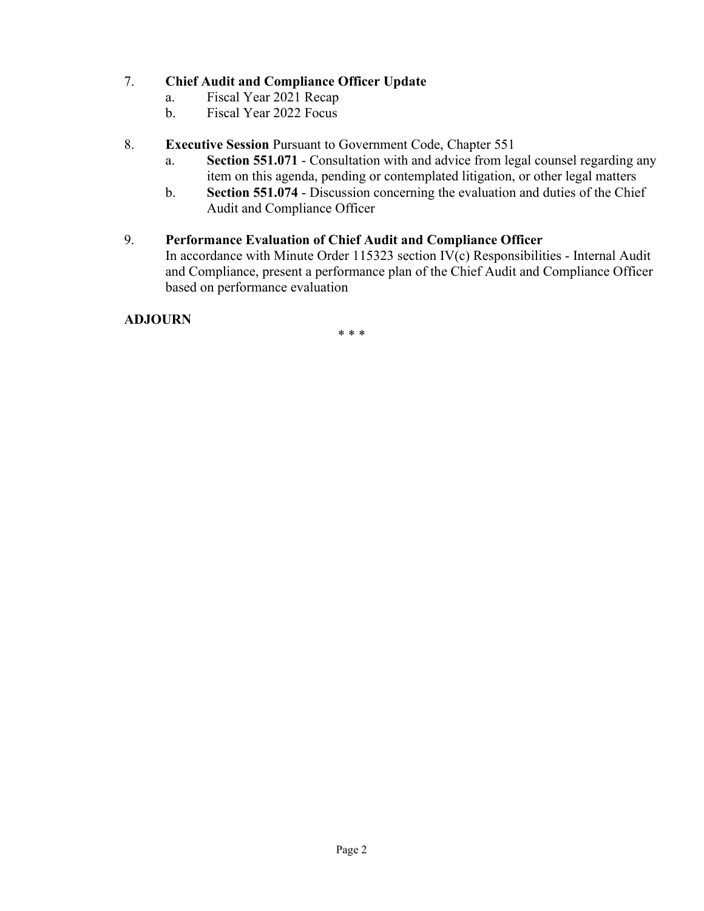7. **Chief Audit and Compliance Officer Update**
    a. Fiscal Year 2021 Recap
    b. Fiscal Year 2022 Focus

8. **Executive Session** Pursuant to Government Code, Chapter 551
    a. **Section 551.071** - Consultation with and advice from legal counsel regarding any item on this agenda, pending or contemplated litigation, or other legal matters
    b. **Section 551.074** - Discussion concerning the evaluation and duties of the Chief Audit and Compliance Officer

9. **Performance Evaluation of Chief Audit and Compliance Officer**
    In accordance with Minute Order 115323 section IV(c) Responsibilities - Internal Audit and Compliance, present a performance plan of the Chief Audit and Compliance Officer based on performance evaluation

**ADJOURN**

\* \* \*